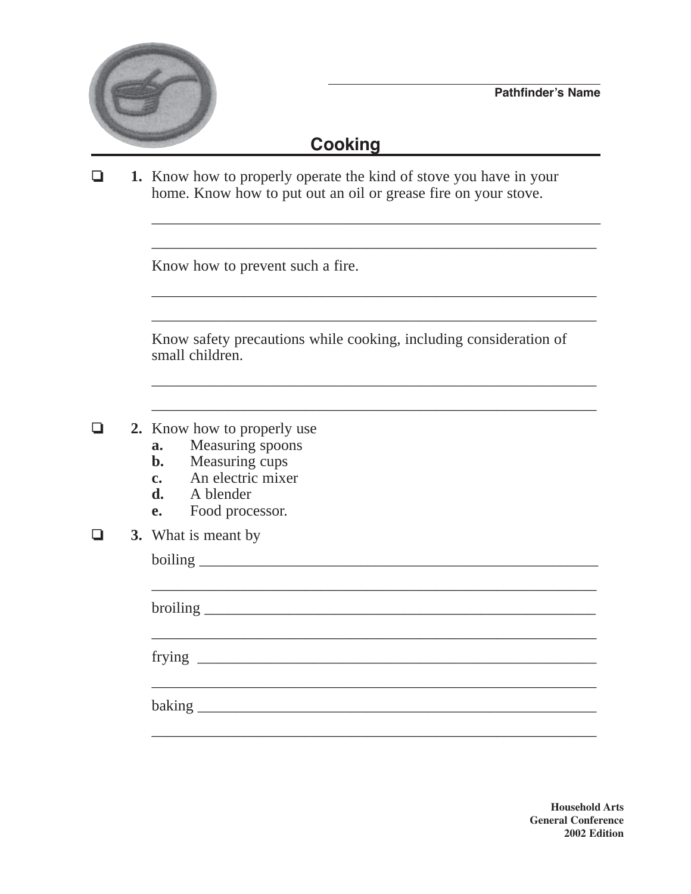Pathfinder's Name

# Cooking

- [ ] **1.** Know how to properly operate the kind of stove you have in your home. Know how to put out an oil or grease fire on your stove.

  ______________________________________________________________

  ______________________________________________________________

  Know how to prevent such a fire.

  ______________________________________________________________

  ______________________________________________________________

  Know safety precautions while cooking, including consideration of small children.

  ______________________________________________________________

  ______________________________________________________________

- [ ] **2.** Know how to properly use
  - **a.** Measuring spoons
  - **b.** Measuring cups
  - **c.** An electric mixer
  - **d.** A blender
  - **e.** Food processor.

- [ ] **3.** What is meant by

  boiling ______________________________________________________

  ______________________________________________________________

  broiling _____________________________________________________

  ______________________________________________________________

  frying _______________________________________________________

  ______________________________________________________________

  baking _______________________________________________________

  ______________________________________________________________

**Household Arts**
**General Conference**
**2002 Edition**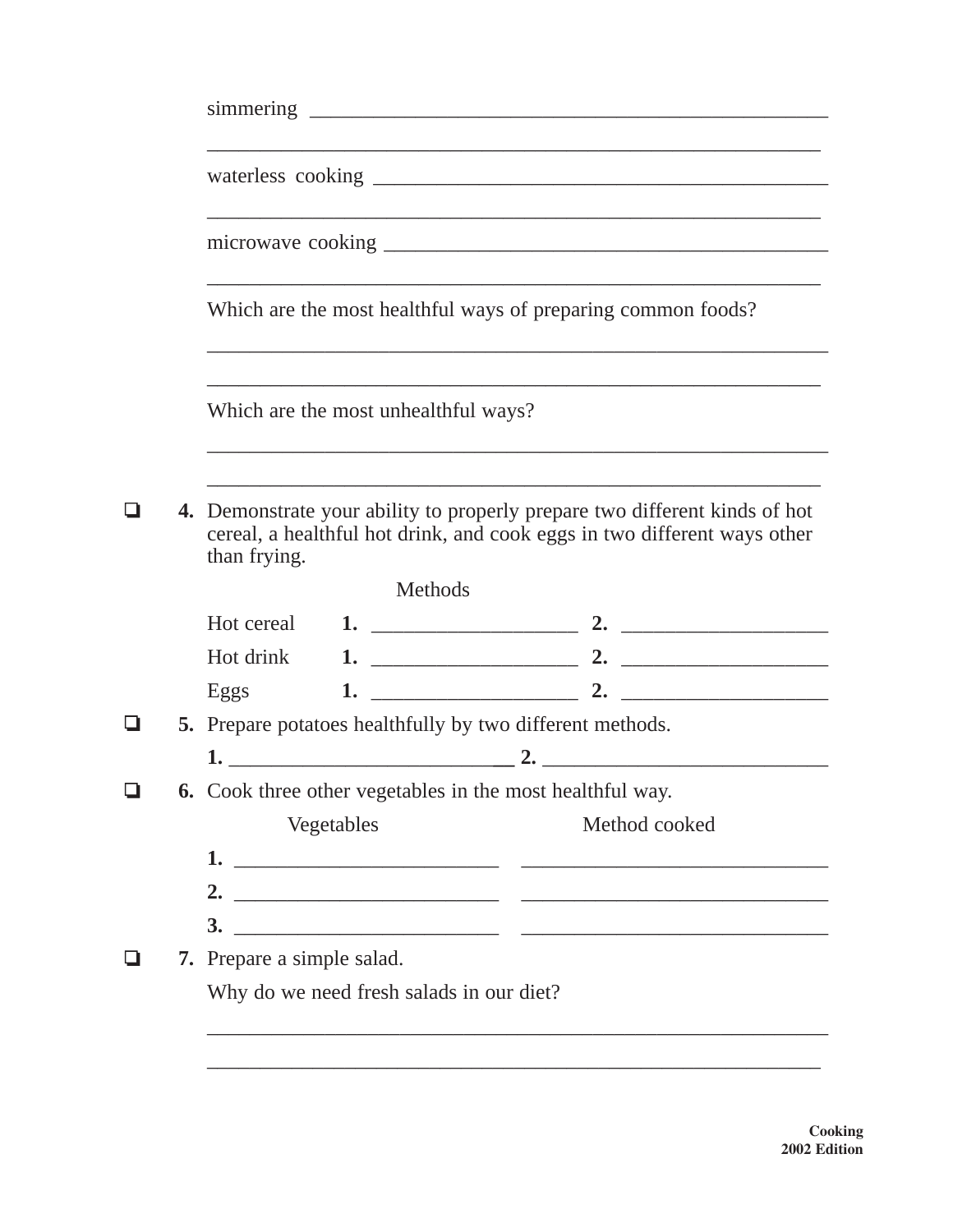simmering ______________________________________________

______________________________________________

waterless cooking ______________________________________________

______________________________________________

microwave cooking ______________________________________________

______________________________________________

Which are the most healthful ways of preparing common foods?

______________________________________________

______________________________________________

Which are the most unhealthful ways?

______________________________________________

______________________________________________

- ❑ **4.** Demonstrate your ability to properly prepare two different kinds of hot cereal, a healthful hot drink, and cook eggs in two different ways other than frying.

| | Methods | |
|---|---|---|
| Hot cereal | **1.** ____________________ | **2.** ____________________ |
| Hot drink | **1.** ____________________ | **2.** ____________________ |
| Eggs | **1.** ____________________ | **2.** ____________________ |

- ❑ **5.** Prepare potatoes healthfully by two different methods.

  **1.** ____________________________ **2.** ____________________________

- ❑ **6.** Cook three other vegetables in the most healthful way.

| Vegetables | Method cooked |
|---|---|
| **1.** __________________________ | ______________________________ |
| **2.** __________________________ | ______________________________ |
| **3.** __________________________ | ______________________________ |

- ❑ **7.** Prepare a simple salad.

  Why do we need fresh salads in our diet?

  ______________________________________________

  ______________________________________________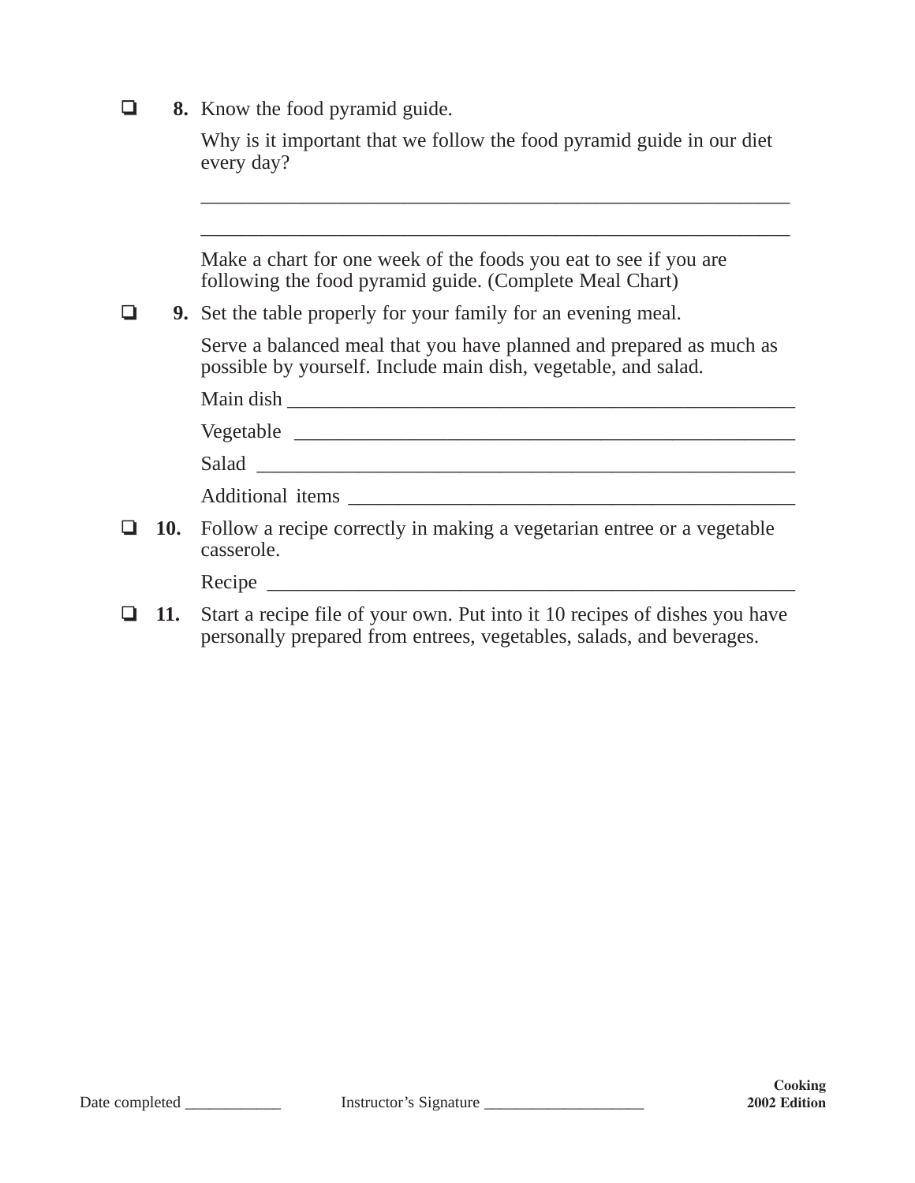- ❑ **8.** Know the food pyramid guide.

  Why is it important that we follow the food pyramid guide in our diet every day?

  ____________________________________________________________

  ____________________________________________________________

  Make a chart for one week of the foods you eat to see if you are following the food pyramid guide. (Complete Meal Chart)

- ❑ **9.** Set the table properly for your family for an evening meal.

  Serve a balanced meal that you have planned and prepared as much as possible by yourself. Include main dish, vegetable, and salad.

  Main dish ____________________________________________________

  Vegetable ____________________________________________________

  Salad ________________________________________________________

  Additional items ______________________________________________

- ❑ **10.** Follow a recipe correctly in making a vegetarian entree or a vegetable casserole.

  Recipe _______________________________________________________

- ❑ **11.** Start a recipe file of your own. Put into it 10 recipes of dishes you have personally prepared from entrees, vegetables, salads, and beverages.

Date completed ____________ Instructor's Signature ____________________

**Cooking**
**2002 Edition**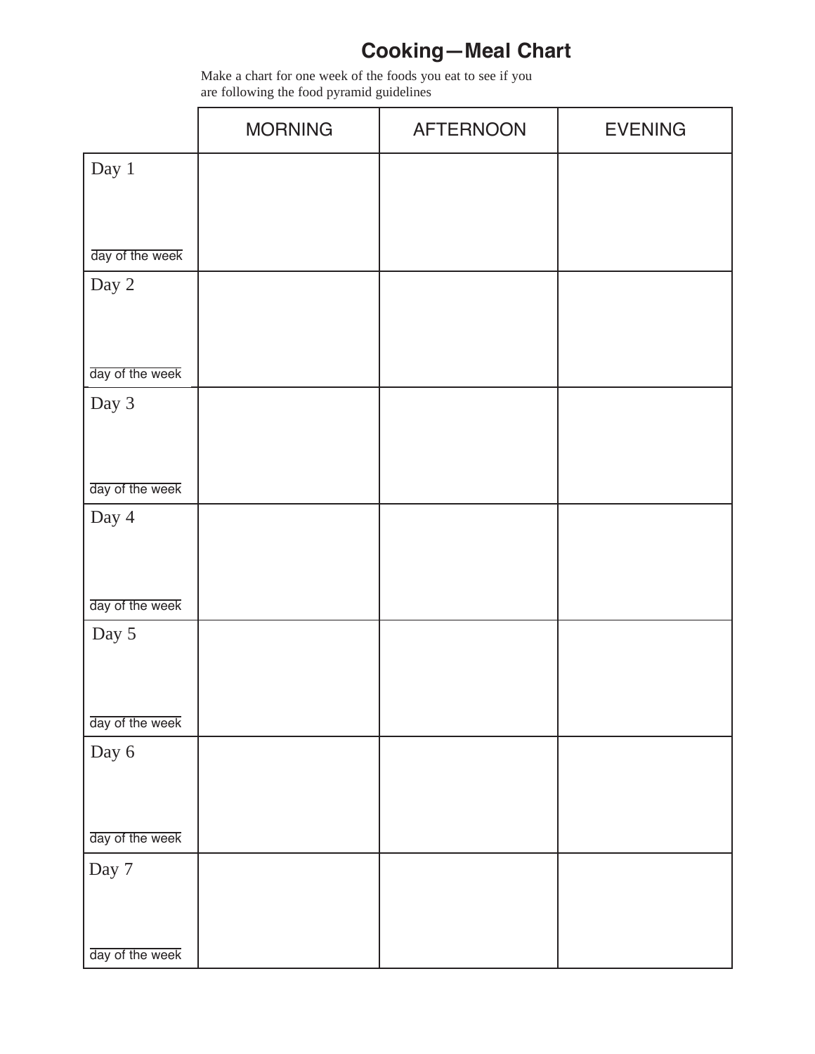# Cooking—Meal Chart

Make a chart for one week of the foods you eat to see if you are following the food pyramid guidelines

| | MORNING | AFTERNOON | EVENING |
|---|---|---|---|
| Day 1<br><br>_______<br>day of the week | | | |
| Day 2<br><br>_______<br>day of the week | | | |
| Day 3<br><br>_______<br>day of the week | | | |
| Day 4<br><br>_______<br>day of the week | | | |
| Day 5<br><br>_______<br>day of the week | | | |
| Day 6<br><br>_______<br>day of the week | | | |
| Day 7<br><br>_______<br>day of the week | | | |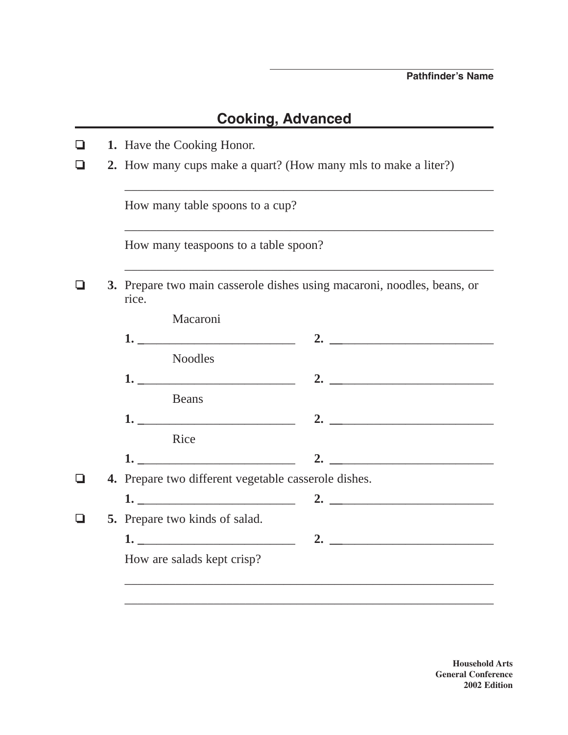______________________________
**Pathfinder's Name**

## Cooking, Advanced

- ❑ **1.** Have the Cooking Honor.
- ❑ **2.** How many cups make a quart? (How many mls to make a liter?)

  ____________________________________________________________

  How many table spoons to a cup?

  ____________________________________________________________

  How many teaspoons to a table spoon?

  ____________________________________________________________

- ❑ **3.** Prepare two main casserole dishes using macaroni, noodles, beans, or rice.

  Macaroni

  **1.** __________________________ **2.** __________________________

  Noodles

  **1.** __________________________ **2.** __________________________

  Beans

  **1.** __________________________ **2.** __________________________

  Rice

  **1.** __________________________ **2.** __________________________

- ❑ **4.** Prepare two different vegetable casserole dishes.

  **1.** __________________________ **2.** __________________________

- ❑ **5.** Prepare two kinds of salad.

  **1.** __________________________ **2.** __________________________

  How are salads kept crisp?

  ____________________________________________________________

  ____________________________________________________________

**Household Arts**
**General Conference**
**2002 Edition**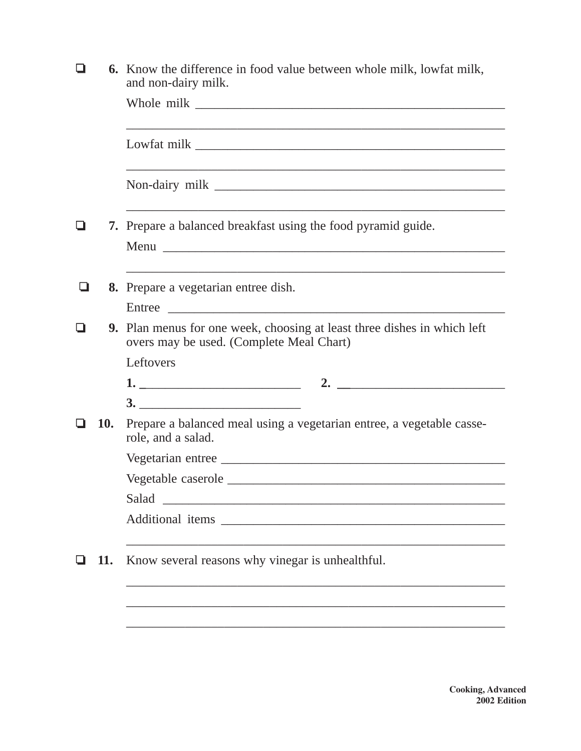❏ **6.** Know the difference in food value between whole milk, lowfat milk, and non-dairy milk.

Whole milk ______________________________________________

____________________________________________________

Lowfat milk ______________________________________________

____________________________________________________

Non-dairy milk ___________________________________________

____________________________________________________

❏ **7.** Prepare a balanced breakfast using the food pyramid guide.

Menu __________________________________________________

____________________________________________________

❏ **8.** Prepare a vegetarian entree dish.

Entree _________________________________________________

❏ **9.** Plan menus for one week, choosing at least three dishes in which left overs may be used. (Complete Meal Chart)

Leftovers

**1.** ______________________ **2.** ______________________

**3.** ______________________

❏ **10.** Prepare a balanced meal using a vegetarian entree, a vegetable casserole, and a salad.

Vegetarian entree _________________________________________

Vegetable caserole ________________________________________

Salad __________________________________________________

Additional items _________________________________________

____________________________________________________

❏ **11.** Know several reasons why vinegar is unhealthful.

____________________________________________________

____________________________________________________

____________________________________________________

**Cooking, Advanced**
**2002 Edition**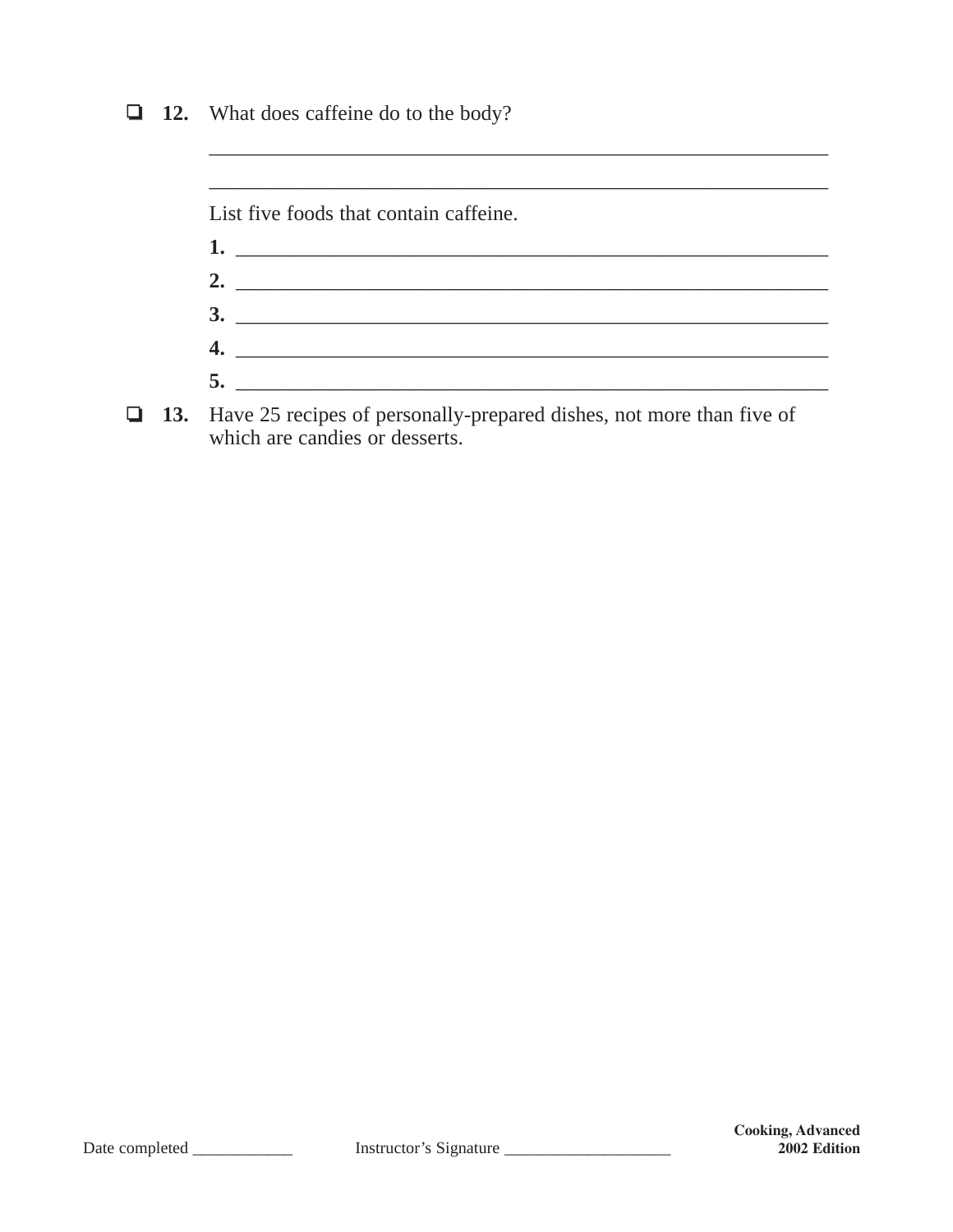❑ **12.** What does caffeine do to the body?

______________________________________________________________

______________________________________________________________

List five foods that contain caffeine.

**1.** ____________________________________________________________

**2.** ____________________________________________________________

**3.** ____________________________________________________________

**4.** ____________________________________________________________

**5.** ____________________________________________________________

❑ **13.** Have 25 recipes of personally-prepared dishes, not more than five of which are candies or desserts.

Date completed ____________ Instructor's Signature ____________________

**Cooking, Advanced**
**2002 Edition**